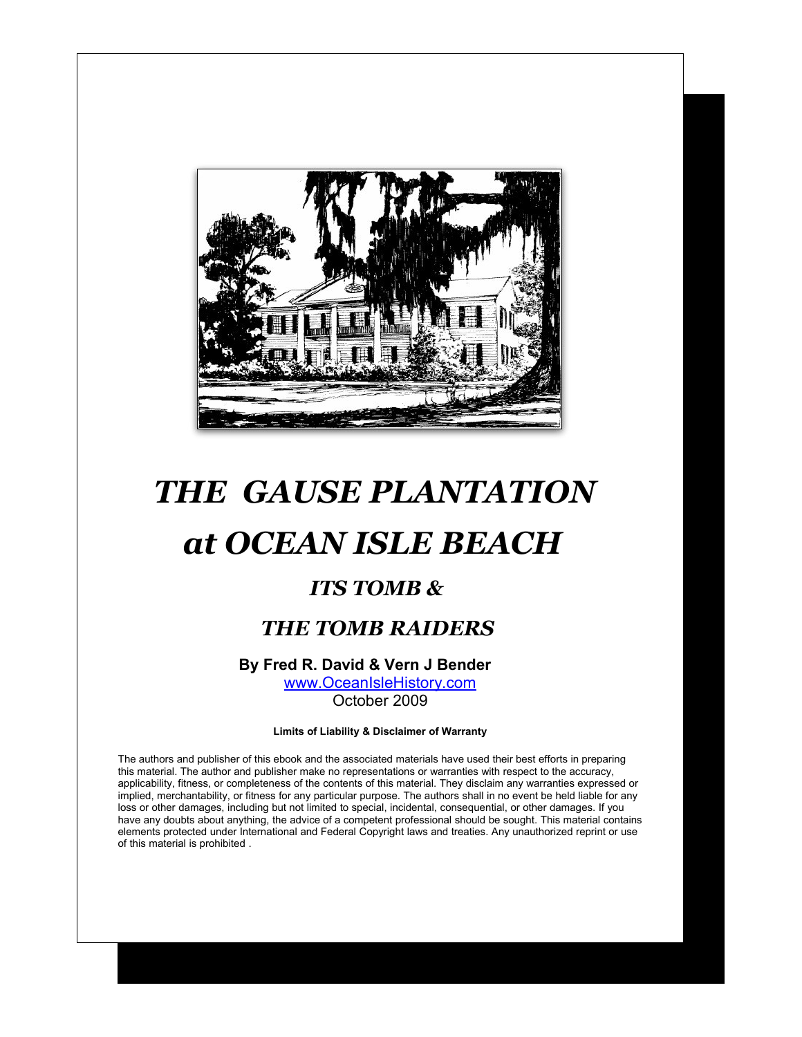# THE GAUSE PLANTATION at OCEAN ISLE BEACH

## ITS TOMB &

## THE TOMB RAIDERS

**By Fred R. David & Vern J Bender**

[www.OceanIsleHistory.com](http://www.OceanIsleHistory.com)

October 2009

**Limits of Liability & Disclaimer of Warranty**

The authors and publisher of this ebook and the associated materials have used their best efforts in preparing this material. The author and publisher make no representations or warranties with respect to the accuracy, applicability, fitness, or completeness of the contents of this material. They disclaim any warranties expressed or implied, merchantability, or fitness for any particular purpose. The authors shall in no event be held liable for any loss or other damages, including but not limited to special, incidental, consequential, or other damages. If you have any doubts about anything, the advice of a competent professional should be sought. This material contains elements protected under International and Federal Copyright laws and treaties. Any unauthorized reprint or use of this material is prohibited .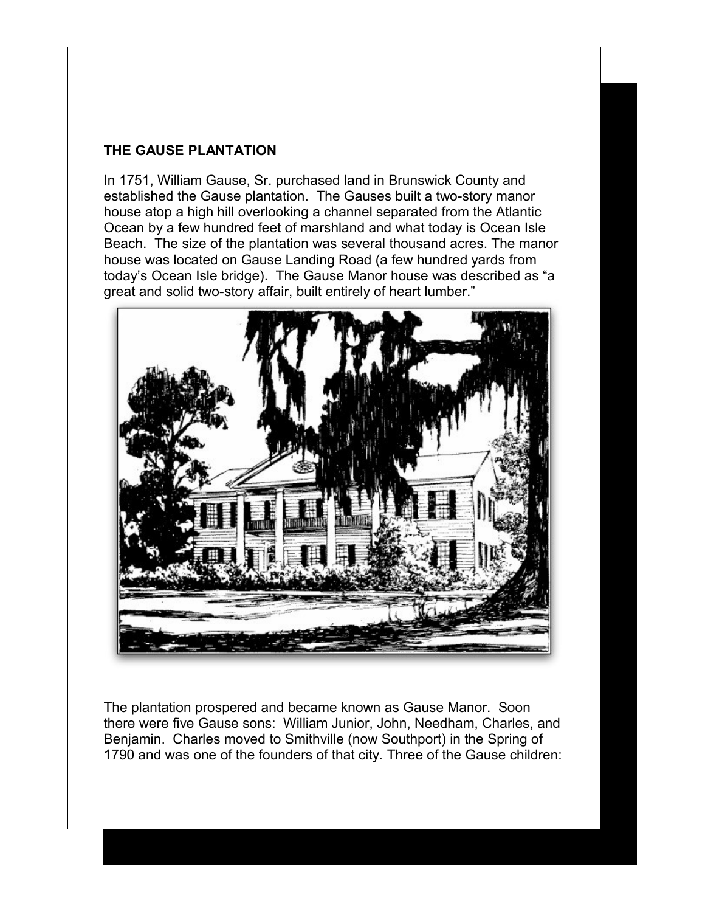## THE GAUSE PLANTATION

In 1751, William Gause, Sr. purchased land in Brunswick County and established the Gause plantation. The Gauses built a two-story manor house atop a high hill overlooking a channel separated from the Atlantic Ocean by a few hundred feet of marshland and what today is Ocean Isle Beach. The size of the plantation was several thousand acres. The manor house was located on Gause Landing Road (a few hundred yards from today's Ocean Isle bridge). The Gause Manor house was described as "a great and solid two-story affair, built entirely of heart lumber."

The plantation prospered and became known as Gause Manor. Soon there were five Gause sons: William Junior, John, Needham, Charles, and Benjamin. Charles moved to Smithville (now Southport) in the Spring of 1790 and was one of the founders of that city. Three of the Gause children: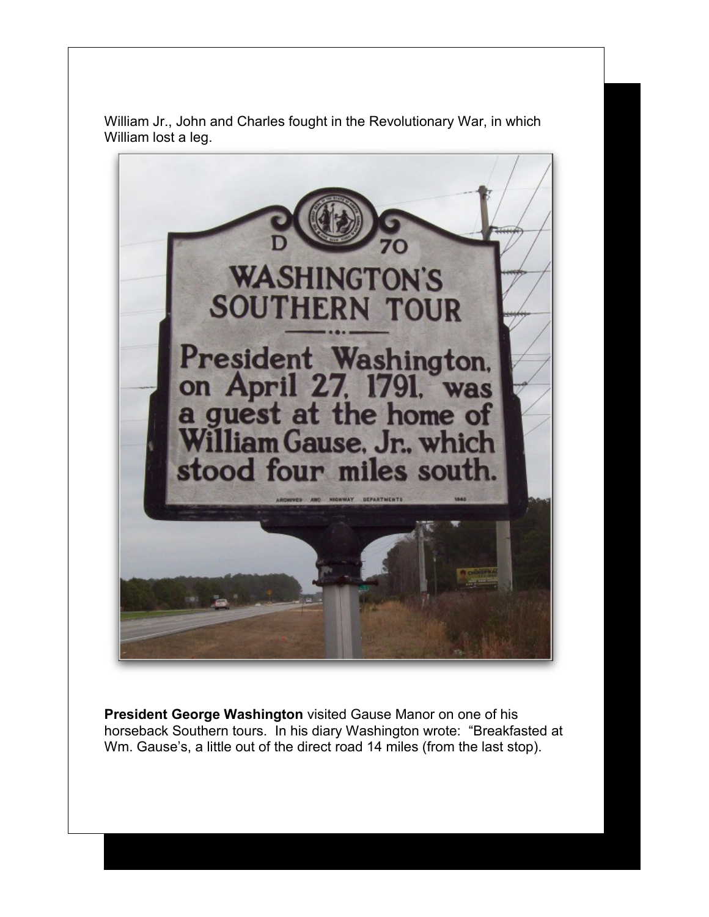William Jr., John and Charles fought in the Revolutionary War, in which William lost a leg.

**President George Washington** visited Gause Manor on one of his horseback Southern tours. In his diary Washington wrote: "Breakfasted at Wm. Gause's, a little out of the direct road 14 miles (from the last stop).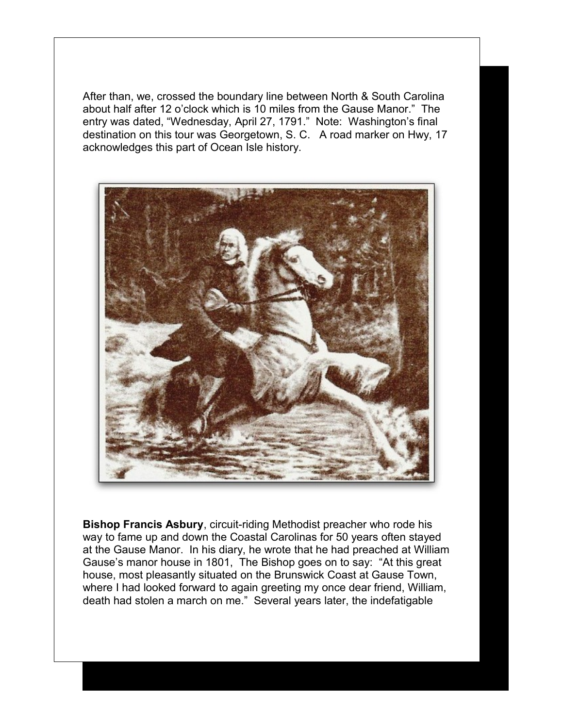After than, we, crossed the boundary line between North & South Carolina about half after 12 o'clock which is 10 miles from the Gause Manor." The entry was dated, "Wednesday, April 27, 1791." Note: Washington's final destination on this tour was Georgetown, S. C. A road marker on Hwy, 17 acknowledges this part of Ocean Isle history.

**Bishop Francis Asbury**, circuit-riding Methodist preacher who rode his way to fame up and down the Coastal Carolinas for 50 years often stayed at the Gause Manor. In his diary, he wrote that he had preached at William Gause's manor house in 1801, The Bishop goes on to say: "At this great house, most pleasantly situated on the Brunswick Coast at Gause Town, where I had looked forward to again greeting my once dear friend, William, death had stolen a march on me." Several years later, the indefatigable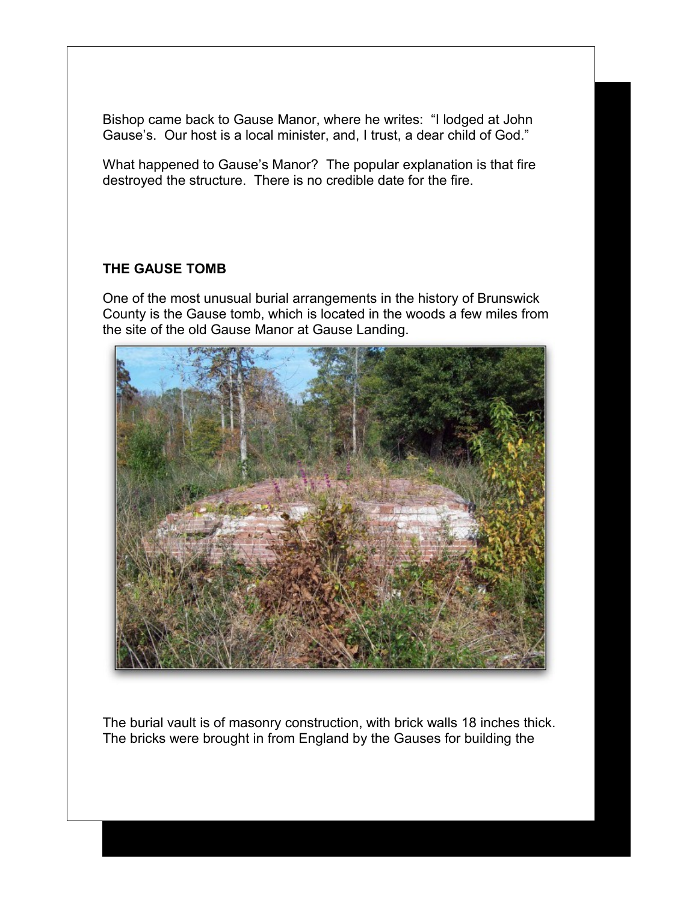Bishop came back to Gause Manor, where he writes: "I lodged at John Gause's. Our host is a local minister, and, I trust, a dear child of God."

What happened to Gause's Manor? The popular explanation is that fire destroyed the structure. There is no credible date for the fire.

**THE GAUSE TOMB**

One of the most unusual burial arrangements in the history of Brunswick County is the Gause tomb, which is located in the woods a few miles from the site of the old Gause Manor at Gause Landing.

The burial vault is of masonry construction, with brick walls 18 inches thick. The bricks were brought in from England by the Gauses for building the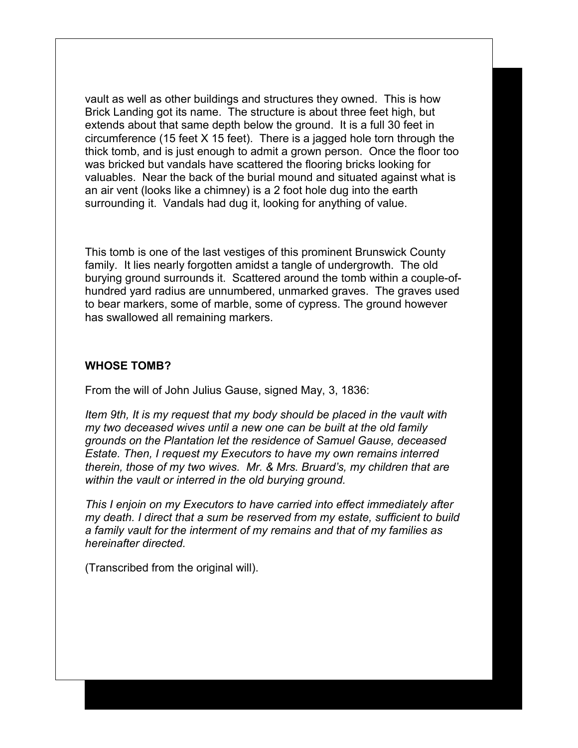vault as well as other buildings and structures they owned. This is how Brick Landing got its name. The structure is about three feet high, but extends about that same depth below the ground. It is a full 30 feet in circumference (15 feet X 15 feet). There is a jagged hole torn through the thick tomb, and is just enough to admit a grown person. Once the floor too was bricked but vandals have scattered the flooring bricks looking for valuables. Near the back of the burial mound and situated against what is an air vent (looks like a chimney) is a 2 foot hole dug into the earth surrounding it. Vandals had dug it, looking for anything of value.

This tomb is one of the last vestiges of this prominent Brunswick County family. It lies nearly forgotten amidst a tangle of undergrowth. The old burying ground surrounds it. Scattered around the tomb within a couple-of-hundred yard radius are unnumbered, unmarked graves. The graves used to bear markers, some of marble, some of cypress. The ground however has swallowed all remaining markers.

**WHOSE TOMB?**

From the will of John Julius Gause, signed May, 3, 1836:

*Item 9th, It is my request that my body should be placed in the vault with my two deceased wives until a new one can be built at the old family grounds on the Plantation let the residence of Samuel Gause, deceased Estate. Then, I request my Executors to have my own remains interred therein, those of my two wives. Mr. & Mrs. Bruard's, my children that are within the vault or interred in the old burying ground.*

*This I enjoin on my Executors to have carried into effect immediately after my death. I direct that a sum be reserved from my estate, sufficient to build a family vault for the interment of my remains and that of my families as hereinafter directed.*

(Transcribed from the original will).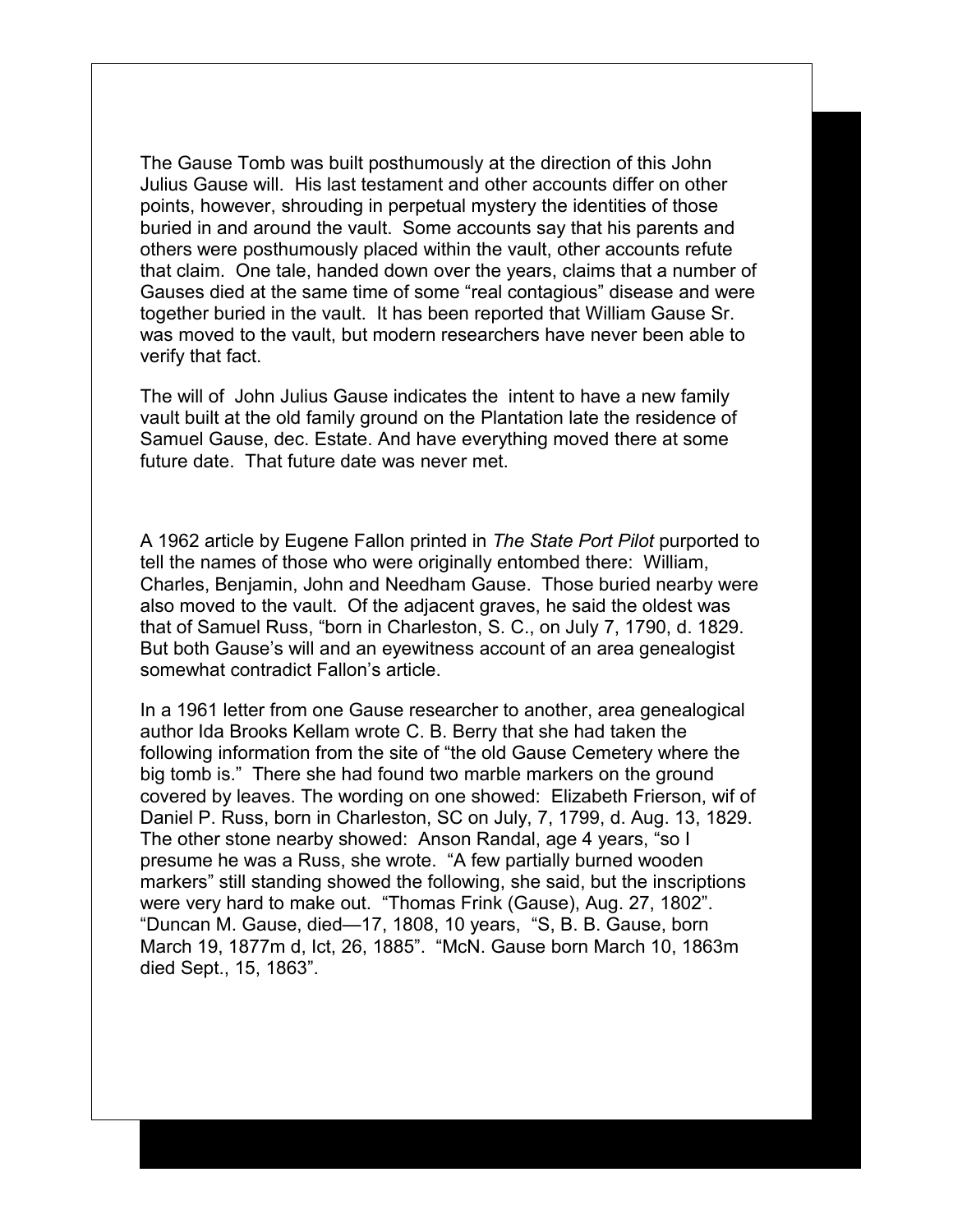The Gause Tomb was built posthumously at the direction of this John Julius Gause will. His last testament and other accounts differ on other points, however, shrouding in perpetual mystery the identities of those buried in and around the vault. Some accounts say that his parents and others were posthumously placed within the vault, other accounts refute that claim. One tale, handed down over the years, claims that a number of Gauses died at the same time of some "real contagious" disease and were together buried in the vault. It has been reported that William Gause Sr. was moved to the vault, but modern researchers have never been able to verify that fact.

The will of John Julius Gause indicates the intent to have a new family vault built at the old family ground on the Plantation late the residence of Samuel Gause, dec. Estate. And have everything moved there at some future date. That future date was never met.

A 1962 article by Eugene Fallon printed in *The State Port Pilot* purported to tell the names of those who were originally entombed there: William, Charles, Benjamin, John and Needham Gause. Those buried nearby were also moved to the vault. Of the adjacent graves, he said the oldest was that of Samuel Russ, "born in Charleston, S. C., on July 7, 1790, d. 1829. But both Gause's will and an eyewitness account of an area genealogist somewhat contradict Fallon's article.

In a 1961 letter from one Gause researcher to another, area genealogical author Ida Brooks Kellam wrote C. B. Berry that she had taken the following information from the site of "the old Gause Cemetery where the big tomb is." There she had found two marble markers on the ground covered by leaves. The wording on one showed: Elizabeth Frierson, wif of Daniel P. Russ, born in Charleston, SC on July, 7, 1799, d. Aug. 13, 1829. The other stone nearby showed: Anson Randal, age 4 years, "so I presume he was a Russ, she wrote. "A few partially burned wooden markers" still standing showed the following, she said, but the inscriptions were very hard to make out. "Thomas Frink (Gause), Aug. 27, 1802". "Duncan M. Gause, died—17, 1808, 10 years, "S, B. B. Gause, born March 19, 1877m d, Ict, 26, 1885". "McN. Gause born March 10, 1863m died Sept., 15, 1863".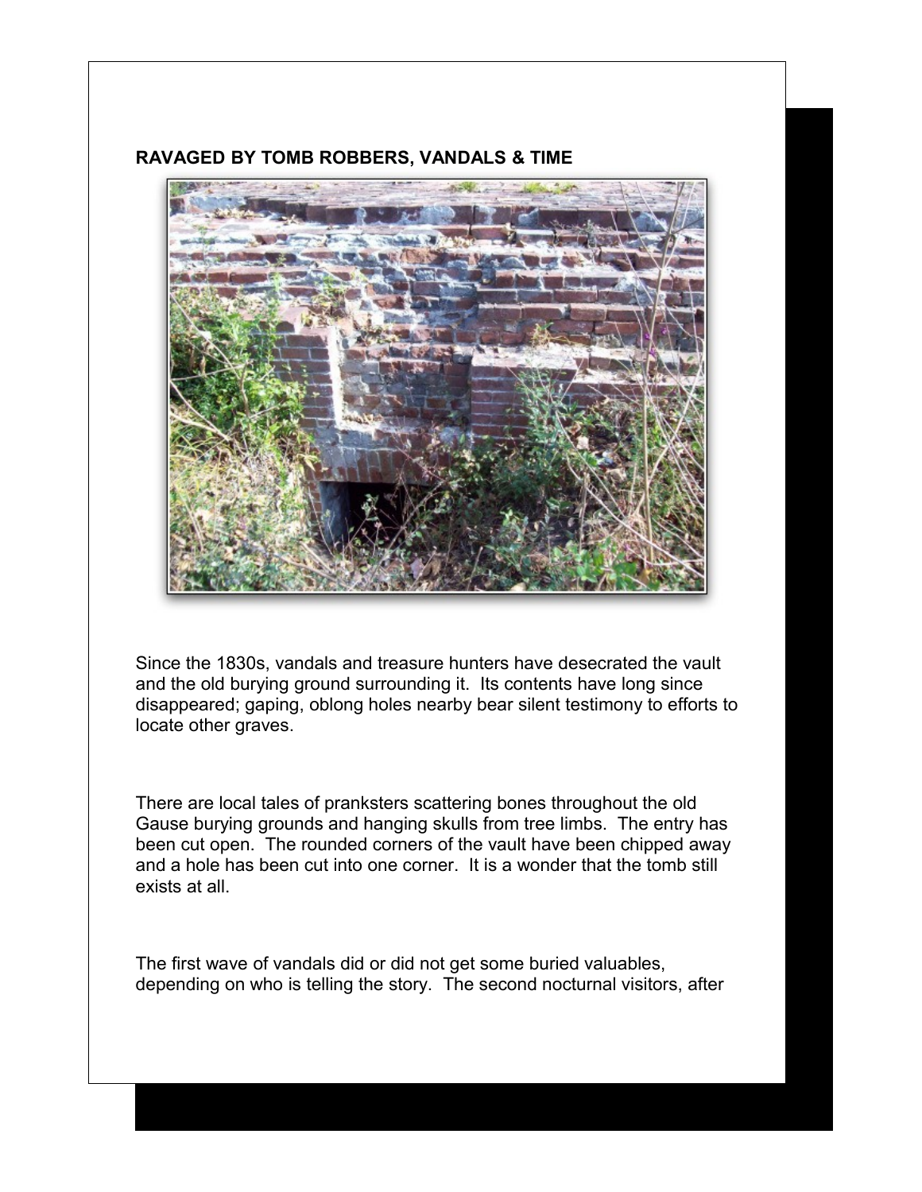**RAVAGED BY TOMB ROBBERS, VANDALS & TIME**

Since the 1830s, vandals and treasure hunters have desecrated the vault and the old burying ground surrounding it. Its contents have long since disappeared; gaping, oblong holes nearby bear silent testimony to efforts to locate other graves.

There are local tales of pranksters scattering bones throughout the old Gause burying grounds and hanging skulls from tree limbs. The entry has been cut open. The rounded corners of the vault have been chipped away and a hole has been cut into one corner. It is a wonder that the tomb still exists at all.

The first wave of vandals did or did not get some buried valuables, depending on who is telling the story. The second nocturnal visitors, after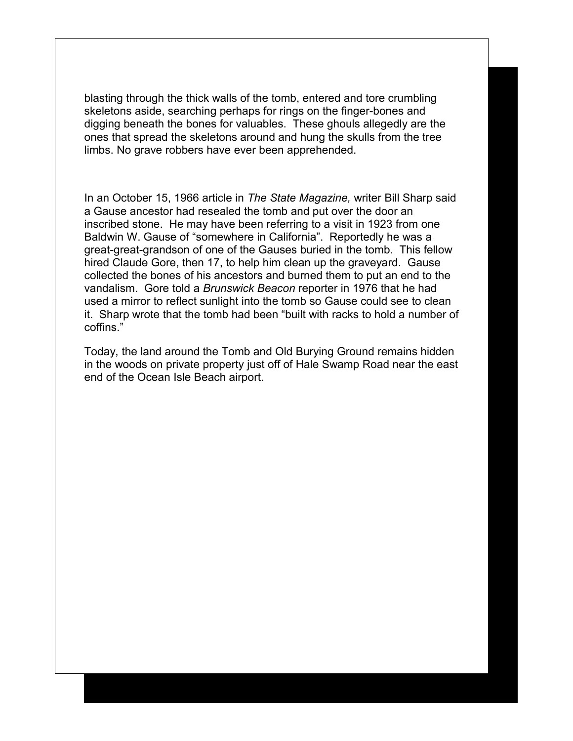blasting through the thick walls of the tomb, entered and tore crumbling skeletons aside, searching perhaps for rings on the finger-bones and digging beneath the bones for valuables. These ghouls allegedly are the ones that spread the skeletons around and hung the skulls from the tree limbs. No grave robbers have ever been apprehended.

In an October 15, 1966 article in *The State Magazine,* writer Bill Sharp said a Gause ancestor had resealed the tomb and put over the door an inscribed stone. He may have been referring to a visit in 1923 from one Baldwin W. Gause of "somewhere in California". Reportedly he was a great-great-grandson of one of the Gauses buried in the tomb. This fellow hired Claude Gore, then 17, to help him clean up the graveyard. Gause collected the bones of his ancestors and burned them to put an end to the vandalism. Gore told a *Brunswick Beacon* reporter in 1976 that he had used a mirror to reflect sunlight into the tomb so Gause could see to clean it. Sharp wrote that the tomb had been "built with racks to hold a number of coffins."

Today, the land around the Tomb and Old Burying Ground remains hidden in the woods on private property just off of Hale Swamp Road near the east end of the Ocean Isle Beach airport.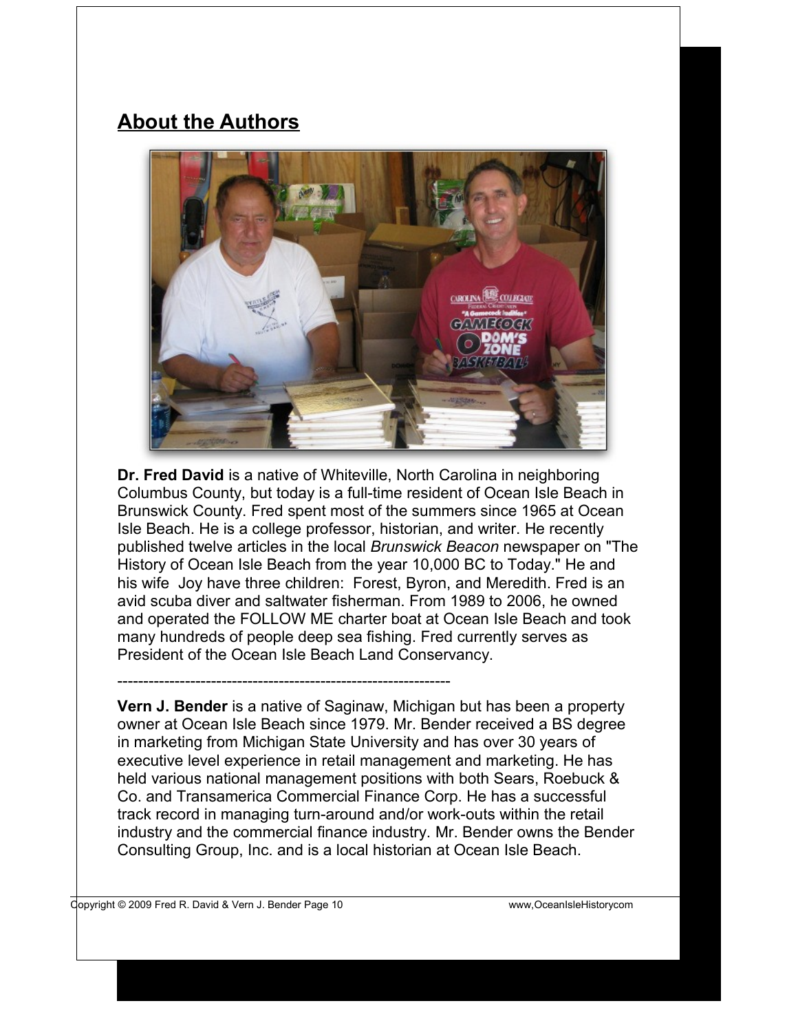## About the Authors

**Dr. Fred David** is a native of Whiteville, North Carolina in neighboring Columbus County, but today is a full-time resident of Ocean Isle Beach in Brunswick County. Fred spent most of the summers since 1965 at Ocean Isle Beach. He is a college professor, historian, and writer. He recently published twelve articles in the local *Brunswick Beacon* newspaper on "The History of Ocean Isle Beach from the year 10,000 BC to Today." He and his wife Joy have three children: Forest, Byron, and Meredith. Fred is an avid scuba diver and saltwater fisherman. From 1989 to 2006, he owned and operated the FOLLOW ME charter boat at Ocean Isle Beach and took many hundreds of people deep sea fishing. Fred currently serves as President of the Ocean Isle Beach Land Conservancy.

---

**Vern J. Bender** is a native of Saginaw, Michigan but has been a property owner at Ocean Isle Beach since 1979. Mr. Bender received a BS degree in marketing from Michigan State University and has over 30 years of executive level experience in retail management and marketing. He has held various national management positions with both Sears, Roebuck & Co. and Transamerica Commercial Finance Corp. He has a successful track record in managing turn-around and/or work-outs within the retail industry and the commercial finance industry. Mr. Bender owns the Bender Consulting Group, Inc. and is a local historian at Ocean Isle Beach.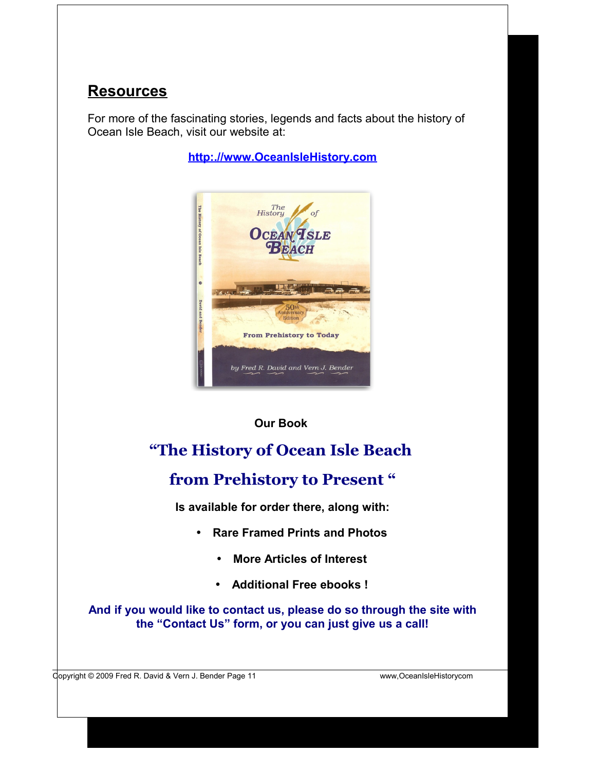## Resources

For more of the fascinating stories, legends and facts about the history of Ocean Isle Beach, visit our website at:

**http:.//www.OceanIsleHistory.com**

**Our Book**

## "The History of Ocean Isle Beach

## from Prehistory to Present "

**Is available for order there, along with:**

- **Rare Framed Prints and Photos**
- **More Articles of Interest**
- **Additional Free ebooks !**

**And if you would like to contact us, please do so through the site with the "Contact Us" form, or you can just give us a call!**